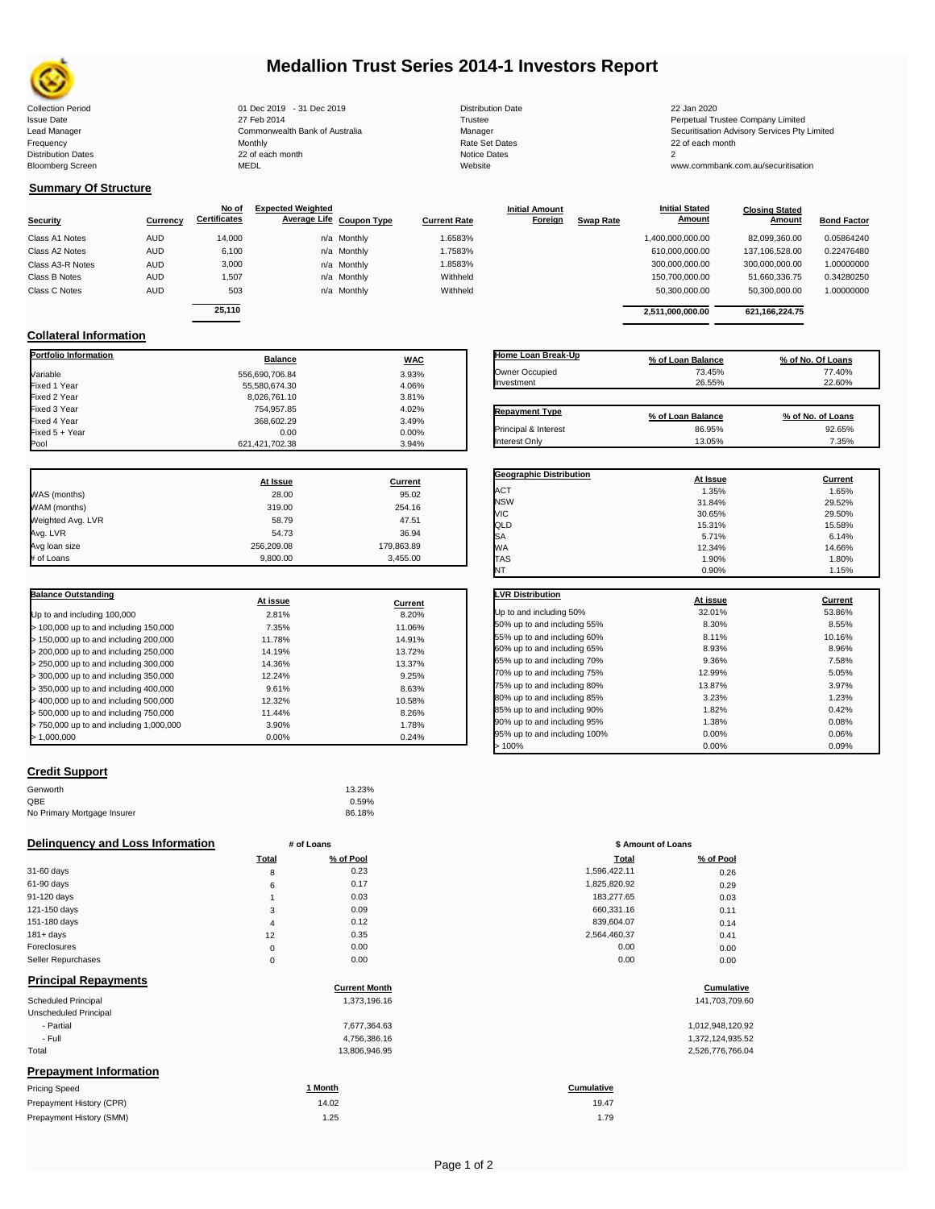# Medallion Trust Series 2014-1 Investors Report

| | | | |
|---|---|---|---|
| Collection Period | 01 Dec 2019 - 31 Dec 2019 | Distribution Date | 22 Jan 2020 |
| Issue Date | 27 Feb 2014 | Trustee | Perpetual Trustee Company Limited |
| Lead Manager | Commonwealth Bank of Australia | Manager | Securitisation Advisory Services Pty Limited |
| Frequency | Monthly | Rate Set Dates | 22 of each month |
| Distribution Dates | 22 of each month | Notice Dates | 2 |
| Bloomberg Screen | MEDL | Website | www.commbank.com.au/securitisation |

## Summary Of Structure

| Security | Currency | No of Certificates | Expected Weighted Average Life | Coupon Type | Current Rate | Initial Amount Foreign | Swap Rate | Initial Stated Amount | Closing Stated Amount | Bond Factor |
|---|---|---|---|---|---|---|---|---|---|---|
| Class A1 Notes | AUD | 14,000 | n/a | Monthly | 1.6583% | | | 1,400,000,000.00 | 82,099,360.00 | 0.05864240 |
| Class A2 Notes | AUD | 6,100 | n/a | Monthly | 1.7583% | | | 610,000,000.00 | 137,106,528.00 | 0.22476480 |
| Class A3-R Notes | AUD | 3,000 | n/a | Monthly | 1.8583% | | | 300,000,000.00 | 300,000,000.00 | 1.00000000 |
| Class B Notes | AUD | 1,507 | n/a | Monthly | Withheld | | | 150,700,000.00 | 51,660,336.75 | 0.34280250 |
| Class C Notes | AUD | 503 | n/a | Monthly | Withheld | | | 50,300,000.00 | 50,300,000.00 | 1.00000000 |
| | | 25,110 | | | | | | 2,511,000,000.00 | 621,166,224.75 | |

## Collateral Information

| Portfolio Information | Balance | WAC |
|---|---|---|
| Variable | 556,690,706.84 | 3.93% |
| Fixed 1 Year | 55,580,674.30 | 4.06% |
| Fixed 2 Year | 8,026,761.10 | 3.81% |
| Fixed 3 Year | 754,957.85 | 4.02% |
| Fixed 4 Year | 368,602.29 | 3.49% |
| Fixed 5 + Year | 0.00 | 0.00% |
| Pool | 621,421,702.38 | 3.94% |

| Home Loan Break-Up | % of Loan Balance | % of No. Of Loans |
|---|---|---|
| Owner Occupied | 73.45% | 77.40% |
| Investment | 26.55% | 22.60% |

| Repayment Type | % of Loan Balance | % of No. of Loans |
|---|---|---|
| Principal & Interest | 86.95% | 92.65% |
| Interest Only | 13.05% | 7.35% |

| | At Issue | Current |
|---|---|---|
| WAS (months) | 28.00 | 95.02 |
| WAM (months) | 319.00 | 254.16 |
| Weighted Avg. LVR | 58.79 | 47.51 |
| Avg. LVR | 54.73 | 36.94 |
| Avg loan size | 256,209.08 | 179,863.89 |
| # of Loans | 9,800.00 | 3,455.00 |

| Geographic Distribution | At Issue | Current |
|---|---|---|
| ACT | 1.35% | 1.65% |
| NSW | 31.84% | 29.52% |
| VIC | 30.65% | 29.50% |
| QLD | 15.31% | 15.58% |
| SA | 5.71% | 6.14% |
| WA | 12.34% | 14.66% |
| TAS | 1.90% | 1.80% |
| NT | 0.90% | 1.15% |

| Balance Outstanding | At issue | Current |
|---|---|---|
| Up to and including 100,000 | 2.81% | 8.20% |
| > 100,000 up to and including 150,000 | 7.35% | 11.06% |
| > 150,000 up to and including 200,000 | 11.78% | 14.91% |
| > 200,000 up to and including 250,000 | 14.19% | 13.72% |
| > 250,000 up to and including 300,000 | 14.36% | 13.37% |
| > 300,000 up to and including 350,000 | 12.24% | 9.25% |
| > 350,000 up to and including 400,000 | 9.61% | 8.63% |
| > 400,000 up to and including 500,000 | 12.32% | 10.58% |
| > 500,000 up to and including 750,000 | 11.44% | 8.26% |
| > 750,000 up to and including 1,000,000 | 3.90% | 1.78% |
| > 1,000,000 | 0.00% | 0.24% |

| LVR Distribution | At issue | Current |
|---|---|---|
| Up to and including 50% | 32.01% | 53.86% |
| 50% up to and including 55% | 8.30% | 8.55% |
| 55% up to and including 60% | 8.11% | 10.16% |
| 60% up to and including 65% | 8.93% | 8.96% |
| 65% up to and including 70% | 9.36% | 7.58% |
| 70% up to and including 75% | 12.99% | 5.05% |
| 75% up to and including 80% | 13.87% | 3.97% |
| 80% up to and including 85% | 3.23% | 1.23% |
| 85% up to and including 90% | 1.82% | 0.42% |
| 90% up to and including 95% | 1.38% | 0.08% |
| 95% up to and including 100% | 0.00% | 0.06% |
| > 100% | 0.00% | 0.09% |

## Credit Support

| | |
|---|---|
| Genworth | 13.23% |
| QBE | 0.59% |
| No Primary Mortgage Insurer | 86.18% |

## Delinquency and Loss Information

| | # of Loans Total | # of Loans % of Pool | $ Amount of Loans Total | $ Amount of Loans % of Pool |
|---|---|---|---|---|
| 31-60 days | 8 | 0.23 | 1,596,422.11 | 0.26 |
| 61-90 days | 6 | 0.17 | 1,825,820.92 | 0.29 |
| 91-120 days | 1 | 0.03 | 183,277.65 | 0.03 |
| 121-150 days | 3 | 0.09 | 660,331.16 | 0.11 |
| 151-180 days | 4 | 0.12 | 839,604.07 | 0.14 |
| 181+ days | 12 | 0.35 | 2,564,460.37 | 0.41 |
| Foreclosures | 0 | 0.00 | 0.00 | 0.00 |
| Seller Repurchases | 0 | 0.00 | 0.00 | 0.00 |

## Principal Repayments

| | Current Month | Cumulative |
|---|---|---|
| Scheduled Principal | 1,373,196.16 | 141,703,709.60 |
| Unscheduled Principal | | |
| - Partial | 7,677,364.63 | 1,012,948,120.92 |
| - Full | 4,756,386.16 | 1,372,124,935.52 |
| Total | 13,806,946.95 | 2,526,776,766.04 |

## Prepayment Information

| Pricing Speed | 1 Month | Cumulative |
|---|---|---|
| Prepayment History (CPR) | 14.02 | 19.47 |
| Prepayment History (SMM) | 1.25 | 1.79 |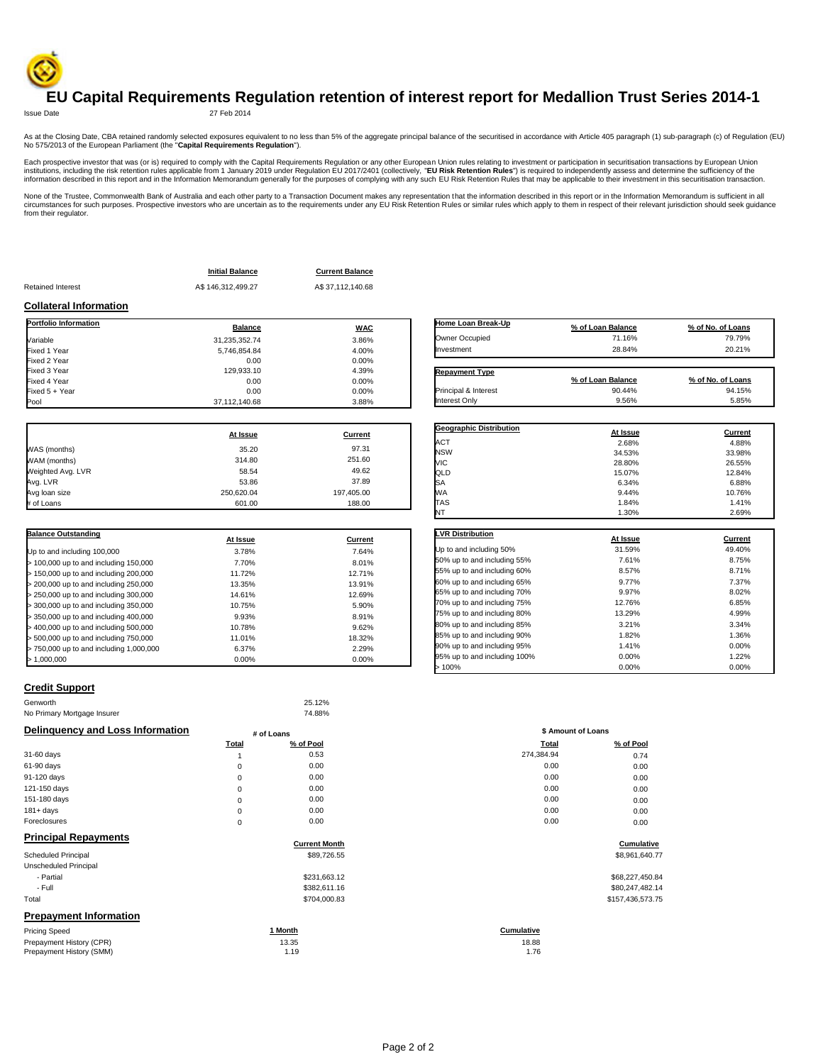# EU Capital Requirements Regulation retention of interest report for Medallion Trust Series 2014-1

Issue Date 27 Feb 2014

As at the Closing Date, CBA retained randomly selected exposures equivalent to no less than 5% of the aggregate principal balance of the securitised in accordance with Article 405 paragraph (1) sub-paragraph (c) of Regulation (EU) No 575/2013 of the European Parliament (the "**Capital Requirements Regulation**").

Each prospective investor that was (or is) required to comply with the Capital Requirements Regulation or any other European Union rules relating to investment or participation in securitisation transactions by European Union institutions, including the risk retention rules applicable from 1 January 2019 under Regulation EU 2017/2401 (collectively, "**EU Risk Retention Rules**") is required to independently assess and determine the sufficiency of the information described in this report and in the Information Memorandum generally for the purposes of complying with any such EU Risk Retention Rules that may be applicable to their investment in this securitisation transaction.

None of the Trustee, Commonwealth Bank of Australia and each other party to a Transaction Document makes any representation that the information described in this report or in the Information Memorandum is sufficient in all circumstances for such purposes. Prospective investors who are uncertain as to the requirements under any EU Risk Retention Rules or similar rules which apply to them in respect of their relevant jurisdiction should seek guidance from their regulator.

| | Initial Balance | Current Balance |
|---|---|---|
| Retained Interest | A$ 146,312,499.27 | A$ 37,112,140.68 |

## Collateral Information

| Portfolio Information | Balance | WAC |
|---|---|---|
| Variable | 31,235,352.74 | 3.86% |
| Fixed 1 Year | 5,746,854.84 | 4.00% |
| Fixed 2 Year | 0.00 | 0.00% |
| Fixed 3 Year | 129,933.10 | 4.39% |
| Fixed 4 Year | 0.00 | 0.00% |
| Fixed 5 + Year | 0.00 | 0.00% |
| Pool | 37,112,140.68 | 3.88% |

| Home Loan Break-Up | % of Loan Balance | % of No. of Loans |
|---|---|---|
| Owner Occupied | 71.16% | 79.79% |
| Investment | 28.84% | 20.21% |

| Repayment Type | % of Loan Balance | % of No. of Loans |
|---|---|---|
| Principal & Interest | 90.44% | 94.15% |
| Interest Only | 9.56% | 5.85% |

| | At Issue | Current |
|---|---|---|
| WAS (months) | 35.20 | 97.31 |
| WAM (months) | 314.80 | 251.60 |
| Weighted Avg. LVR | 58.54 | 49.62 |
| Avg. LVR | 53.86 | 37.89 |
| Avg loan size | 250,620.04 | 197,405.00 |
| # of Loans | 601.00 | 188.00 |

| Geographic Distribution | At Issue | Current |
|---|---|---|
| ACT | 2.68% | 4.88% |
| NSW | 34.53% | 33.98% |
| VIC | 28.80% | 26.55% |
| QLD | 15.07% | 12.84% |
| SA | 6.34% | 6.88% |
| WA | 9.44% | 10.76% |
| TAS | 1.84% | 1.41% |
| NT | 1.30% | 2.69% |

| Balance Outstanding | At Issue | Current |
|---|---|---|
| Up to and including 100,000 | 3.78% | 7.64% |
| > 100,000 up to and including 150,000 | 7.70% | 8.01% |
| > 150,000 up to and including 200,000 | 11.72% | 12.71% |
| > 200,000 up to and including 250,000 | 13.35% | 13.91% |
| > 250,000 up to and including 300,000 | 14.61% | 12.69% |
| > 300,000 up to and including 350,000 | 10.75% | 5.90% |
| > 350,000 up to and including 400,000 | 9.93% | 8.91% |
| > 400,000 up to and including 500,000 | 10.78% | 9.62% |
| > 500,000 up to and including 750,000 | 11.01% | 18.32% |
| > 750,000 up to and including 1,000,000 | 6.37% | 2.29% |
| > 1,000,000 | 0.00% | 0.00% |

| LVR Distribution | At Issue | Current |
|---|---|---|
| Up to and including 50% | 31.59% | 49.40% |
| 50% up to and including 55% | 7.61% | 8.75% |
| 55% up to and including 60% | 8.57% | 8.71% |
| 60% up to and including 65% | 9.77% | 7.37% |
| 65% up to and including 70% | 9.97% | 8.02% |
| 70% up to and including 75% | 12.76% | 6.85% |
| 75% up to and including 80% | 13.29% | 4.99% |
| 80% up to and including 85% | 3.21% | 3.34% |
| 85% up to and including 90% | 1.82% | 1.36% |
| 90% up to and including 95% | 1.41% | 0.00% |
| 95% up to and including 100% | 0.00% | 1.22% |
| > 100% | 0.00% | 0.00% |

## Credit Support

| | |
|---|---|
| Genworth | 25.12% |
| No Primary Mortgage Insurer | 74.88% |

## Delinquency and Loss Information

| | # of Loans | | $ Amount of Loans | |
|---|---|---|---|---|
| | Total | % of Pool | Total | % of Pool |
| 31-60 days | 1 | 0.53 | 274,384.94 | 0.74 |
| 61-90 days | 0 | 0.00 | 0.00 | 0.00 |
| 91-120 days | 0 | 0.00 | 0.00 | 0.00 |
| 121-150 days | 0 | 0.00 | 0.00 | 0.00 |
| 151-180 days | 0 | 0.00 | 0.00 | 0.00 |
| 181+ days | 0 | 0.00 | 0.00 | 0.00 |
| Foreclosures | 0 | 0.00 | 0.00 | 0.00 |

## Principal Repayments

| | Current Month | Cumulative |
|---|---|---|
| Scheduled Principal | $89,726.55 | $8,961,640.77 |
| Unscheduled Principal | | |
| - Partial | $231,663.12 | $68,227,450.84 |
| - Full | $382,611.16 | $80,247,482.14 |
| Total | $704,000.83 | $157,436,573.75 |

## Prepayment Information

| Pricing Speed | 1 Month | Cumulative |
|---|---|---|
| Prepayment History (CPR) | 13.35 | 18.88 |
| Prepayment History (SMM) | 1.19 | 1.76 |